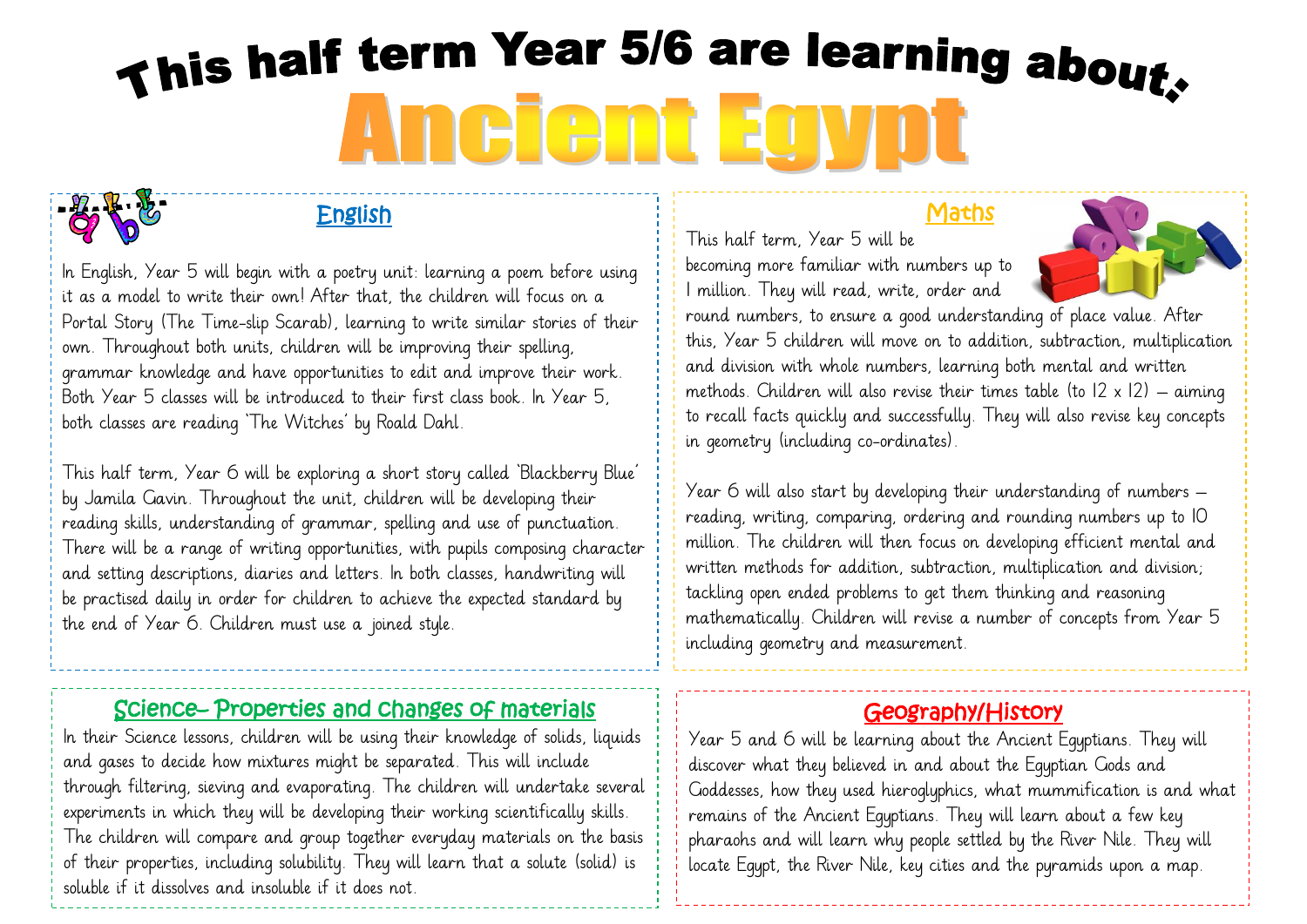# This half term Year 5/6 are learning about:

# Ancient Egypt

## English

In English, Year 5 will begin with a poetry unit: learning a poem before using it as a model to write their own! After that, the children will focus on a Portal Story (The Time-slip Scarab), learning to write similar stories of their own. Throughout both units, children will be improving their spelling, grammar knowledge and have opportunities to edit and improve their work. Both Year 5 classes will be introduced to their first class book. In Year 5, both classes are reading 'The Witches' by Roald Dahl.

This half term, Year 6 will be exploring a short story called 'Blackberry Blue' by Jamila Gavin. Throughout the unit, children will be developing their reading skills, understanding of grammar, spelling and use of punctuation. There will be a range of writing opportunities, with pupils composing character and setting descriptions, diaries and letters. In both classes, handwriting will be practised daily in order for children to achieve the expected standard by the end of Year 6. Children must use a joined style.

## Maths

This half term, Year 5 will be becoming more familiar with numbers up to 1 million. They will read, write, order and round numbers, to ensure a good understanding of place value. After this, Year 5 children will move on to addition, subtraction, multiplication and division with whole numbers, learning both mental and written methods. Children will also revise their times table (to 12 x 12) – aiming to recall facts quickly and successfully. They will also revise key concepts in geometry (including co-ordinates).

Year 6 will also start by developing their understanding of numbers – reading, writing, comparing, ordering and rounding numbers up to 10 million. The children will then focus on developing efficient mental and written methods for addition, subtraction, multiplication and division; tackling open ended problems to get them thinking and reasoning mathematically. Children will revise a number of concepts from Year 5 including geometry and measurement.

## Science– Properties and changes of materials

In their Science lessons, children will be using their knowledge of solids, liquids and gases to decide how mixtures might be separated. This will include through filtering, sieving and evaporating. The children will undertake several experiments in which they will be developing their working scientifically skills. The children will compare and group together everyday materials on the basis of their properties, including solubility. They will learn that a solute (solid) is soluble if it dissolves and insoluble if it does not.

## Geography/History

Year 5 and 6 will be learning about the Ancient Egyptians. They will discover what they believed in and about the Egyptian Gods and Goddesses, how they used hieroglyphics, what mummification is and what remains of the Ancient Egyptians. They will learn about a few key pharaohs and will learn why people settled by the River Nile. They will locate Egypt, the River Nile, key cities and the pyramids upon a map.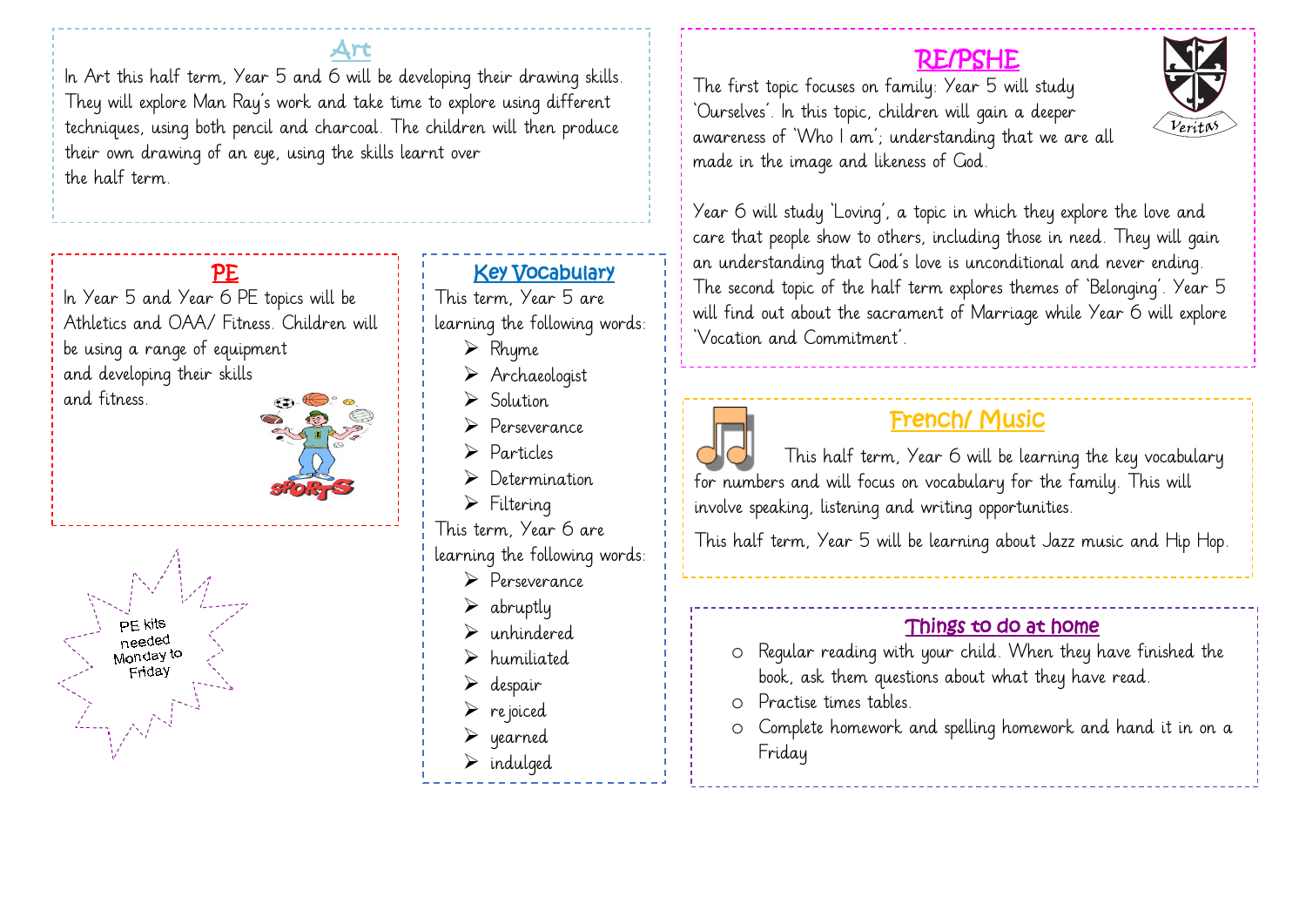## Art

In Art this half term, Year 5 and 6 will be developing their drawing skills. They will explore Man Ray's work and take time to explore using different techniques, using both pencil and charcoal. The children will then produce their own drawing of an eye, using the skills learnt over the half term.

## PE

In Year 5 and Year 6 PE topics will be Athletics and OAA/ Fitness. Children will be using a range of equipment and developing their skills and fitness.

PE kits needed Monday to Friday

## Key Vocabulary

This term, Year 5 are learning the following words:

- Rhyme
- Archaeologist
- Solution
- Perseverance
- Particles
- Determination
- Filtering

This term, Year 6 are learning the following words:

- Perseverance
- abruptly
- unhindered
- humiliated
- despair
- rejoiced
- yearned
- indulged

## RE/PSHE

The first topic focuses on family: Year 5 will study 'Ourselves'. In this topic, children will gain a deeper awareness of 'Who I am'; understanding that we are all made in the image and likeness of God.

Year 6 will study 'Loving', a topic in which they explore the love and care that people show to others, including those in need. They will gain an understanding that God's love is unconditional and never ending. The second topic of the half term explores themes of 'Belonging'. Year 5 will find out about the sacrament of Marriage while Year 6 will explore 'Vocation and Commitment'.

## French/ Music

This half term, Year 6 will be learning the key vocabulary for numbers and will focus on vocabulary for the family. This will involve speaking, listening and writing opportunities.

This half term, Year 5 will be learning about Jazz music and Hip Hop.

## Things to do at home

- Regular reading with your child. When they have finished the book, ask them questions about what they have read.
- Practise times tables.
- Complete homework and spelling homework and hand it in on a Friday